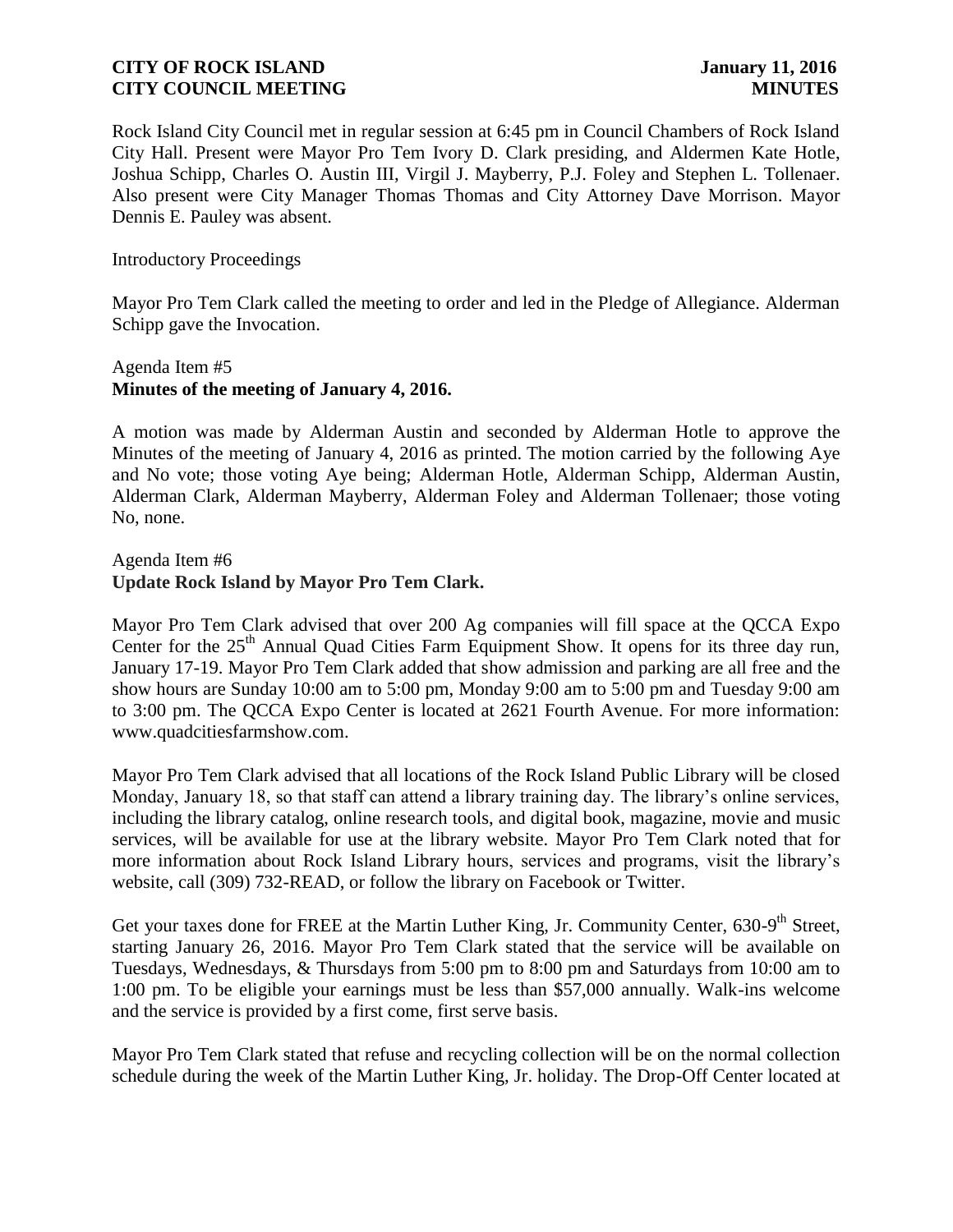Rock Island City Council met in regular session at 6:45 pm in Council Chambers of Rock Island City Hall. Present were Mayor Pro Tem Ivory D. Clark presiding, and Aldermen Kate Hotle, Joshua Schipp, Charles O. Austin III, Virgil J. Mayberry, P.J. Foley and Stephen L. Tollenaer. Also present were City Manager Thomas Thomas and City Attorney Dave Morrison. Mayor Dennis E. Pauley was absent.

Introductory Proceedings

Mayor Pro Tem Clark called the meeting to order and led in the Pledge of Allegiance. Alderman Schipp gave the Invocation.

Agenda Item #5
**Minutes of the meeting of January 4, 2016.**

A motion was made by Alderman Austin and seconded by Alderman Hotle to approve the Minutes of the meeting of January 4, 2016 as printed. The motion carried by the following Aye and No vote; those voting Aye being; Alderman Hotle, Alderman Schipp, Alderman Austin, Alderman Clark, Alderman Mayberry, Alderman Foley and Alderman Tollenaer; those voting No, none.

Agenda Item #6
**Update Rock Island by Mayor Pro Tem Clark.**

Mayor Pro Tem Clark advised that over 200 Ag companies will fill space at the QCCA Expo Center for the 25th Annual Quad Cities Farm Equipment Show. It opens for its three day run, January 17-19. Mayor Pro Tem Clark added that show admission and parking are all free and the show hours are Sunday 10:00 am to 5:00 pm, Monday 9:00 am to 5:00 pm and Tuesday 9:00 am to 3:00 pm. The QCCA Expo Center is located at 2621 Fourth Avenue. For more information: www.quadcitiesfarmshow.com.

Mayor Pro Tem Clark advised that all locations of the Rock Island Public Library will be closed Monday, January 18, so that staff can attend a library training day. The library's online services, including the library catalog, online research tools, and digital book, magazine, movie and music services, will be available for use at the library website. Mayor Pro Tem Clark noted that for more information about Rock Island Library hours, services and programs, visit the library's website, call (309) 732-READ, or follow the library on Facebook or Twitter.

Get your taxes done for FREE at the Martin Luther King, Jr. Community Center, 630-9th Street, starting January 26, 2016. Mayor Pro Tem Clark stated that the service will be available on Tuesdays, Wednesdays, & Thursdays from 5:00 pm to 8:00 pm and Saturdays from 10:00 am to 1:00 pm. To be eligible your earnings must be less than $57,000 annually. Walk-ins welcome and the service is provided by a first come, first serve basis.

Mayor Pro Tem Clark stated that refuse and recycling collection will be on the normal collection schedule during the week of the Martin Luther King, Jr. holiday. The Drop-Off Center located at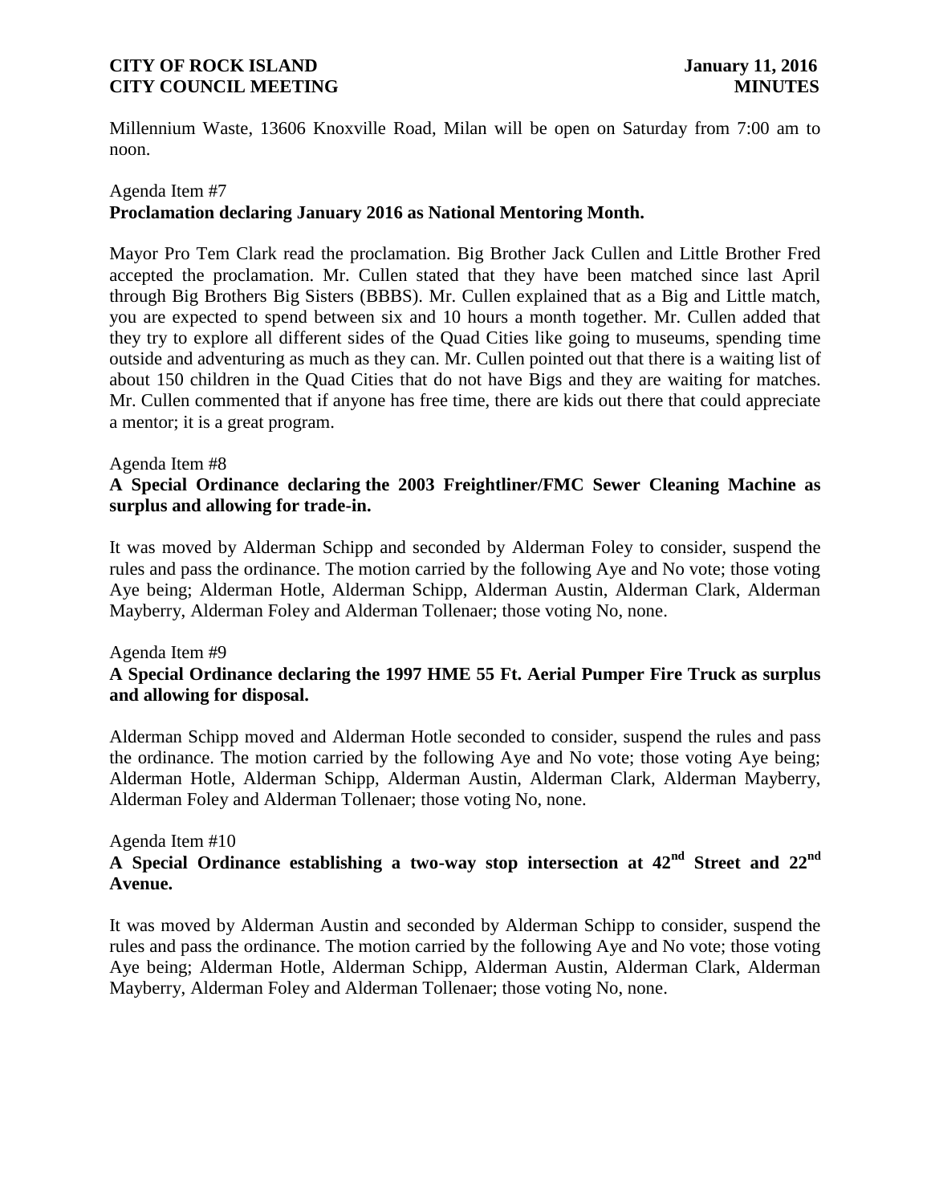Millennium Waste, 13606 Knoxville Road, Milan will be open on Saturday from 7:00 am to noon.

Agenda Item #7
**Proclamation declaring January 2016 as National Mentoring Month.**

Mayor Pro Tem Clark read the proclamation. Big Brother Jack Cullen and Little Brother Fred accepted the proclamation. Mr. Cullen stated that they have been matched since last April through Big Brothers Big Sisters (BBBS). Mr. Cullen explained that as a Big and Little match, you are expected to spend between six and 10 hours a month together. Mr. Cullen added that they try to explore all different sides of the Quad Cities like going to museums, spending time outside and adventuring as much as they can. Mr. Cullen pointed out that there is a waiting list of about 150 children in the Quad Cities that do not have Bigs and they are waiting for matches. Mr. Cullen commented that if anyone has free time, there are kids out there that could appreciate a mentor; it is a great program.

Agenda Item #8
**A Special Ordinance declaring the 2003 Freightliner/FMC Sewer Cleaning Machine as surplus and allowing for trade-in.**

It was moved by Alderman Schipp and seconded by Alderman Foley to consider, suspend the rules and pass the ordinance. The motion carried by the following Aye and No vote; those voting Aye being; Alderman Hotle, Alderman Schipp, Alderman Austin, Alderman Clark, Alderman Mayberry, Alderman Foley and Alderman Tollenaer; those voting No, none.

Agenda Item #9
**A Special Ordinance declaring the 1997 HME 55 Ft. Aerial Pumper Fire Truck as surplus and allowing for disposal.**

Alderman Schipp moved and Alderman Hotle seconded to consider, suspend the rules and pass the ordinance. The motion carried by the following Aye and No vote; those voting Aye being; Alderman Hotle, Alderman Schipp, Alderman Austin, Alderman Clark, Alderman Mayberry, Alderman Foley and Alderman Tollenaer; those voting No, none.

Agenda Item #10
**A Special Ordinance establishing a two-way stop intersection at 42nd Street and 22nd Avenue.**

It was moved by Alderman Austin and seconded by Alderman Schipp to consider, suspend the rules and pass the ordinance. The motion carried by the following Aye and No vote; those voting Aye being; Alderman Hotle, Alderman Schipp, Alderman Austin, Alderman Clark, Alderman Mayberry, Alderman Foley and Alderman Tollenaer; those voting No, none.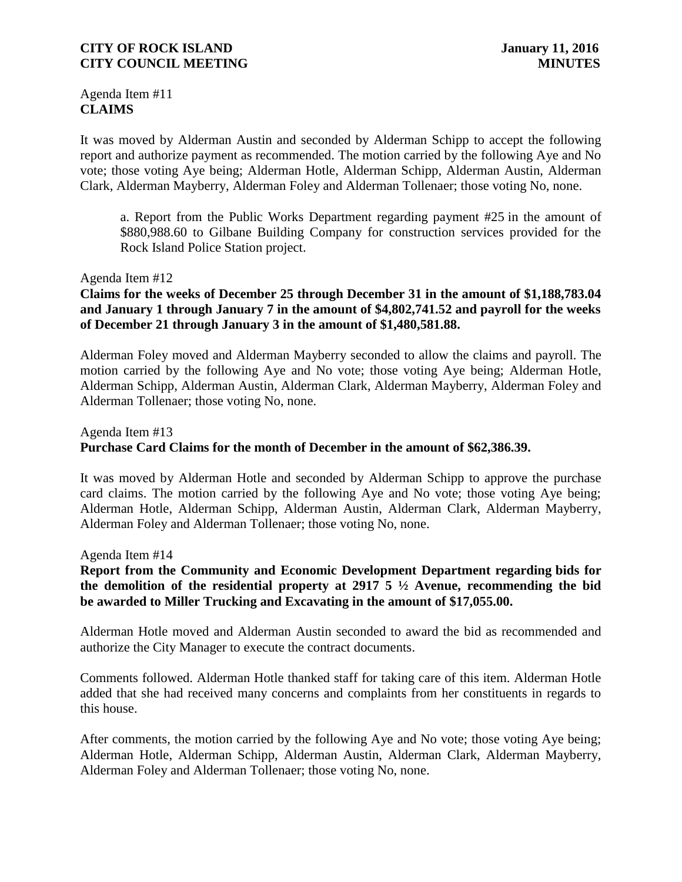Agenda Item #11
**CLAIMS**

It was moved by Alderman Austin and seconded by Alderman Schipp to accept the following report and authorize payment as recommended. The motion carried by the following Aye and No vote; those voting Aye being; Alderman Hotle, Alderman Schipp, Alderman Austin, Alderman Clark, Alderman Mayberry, Alderman Foley and Alderman Tollenaer; those voting No, none.

a. Report from the Public Works Department regarding payment #25 in the amount of $880,988.60 to Gilbane Building Company for construction services provided for the Rock Island Police Station project.

Agenda Item #12
**Claims for the weeks of December 25 through December 31 in the amount of $1,188,783.04 and January 1 through January 7 in the amount of $4,802,741.52 and payroll for the weeks of December 21 through January 3 in the amount of $1,480,581.88.**

Alderman Foley moved and Alderman Mayberry seconded to allow the claims and payroll. The motion carried by the following Aye and No vote; those voting Aye being; Alderman Hotle, Alderman Schipp, Alderman Austin, Alderman Clark, Alderman Mayberry, Alderman Foley and Alderman Tollenaer; those voting No, none.

Agenda Item #13
**Purchase Card Claims for the month of December in the amount of $62,386.39.**

It was moved by Alderman Hotle and seconded by Alderman Schipp to approve the purchase card claims. The motion carried by the following Aye and No vote; those voting Aye being; Alderman Hotle, Alderman Schipp, Alderman Austin, Alderman Clark, Alderman Mayberry, Alderman Foley and Alderman Tollenaer; those voting No, none.

Agenda Item #14
**Report from the Community and Economic Development Department regarding bids for the demolition of the residential property at 2917 5 ½ Avenue, recommending the bid be awarded to Miller Trucking and Excavating in the amount of $17,055.00.**

Alderman Hotle moved and Alderman Austin seconded to award the bid as recommended and authorize the City Manager to execute the contract documents.

Comments followed. Alderman Hotle thanked staff for taking care of this item. Alderman Hotle added that she had received many concerns and complaints from her constituents in regards to this house.

After comments, the motion carried by the following Aye and No vote; those voting Aye being; Alderman Hotle, Alderman Schipp, Alderman Austin, Alderman Clark, Alderman Mayberry, Alderman Foley and Alderman Tollenaer; those voting No, none.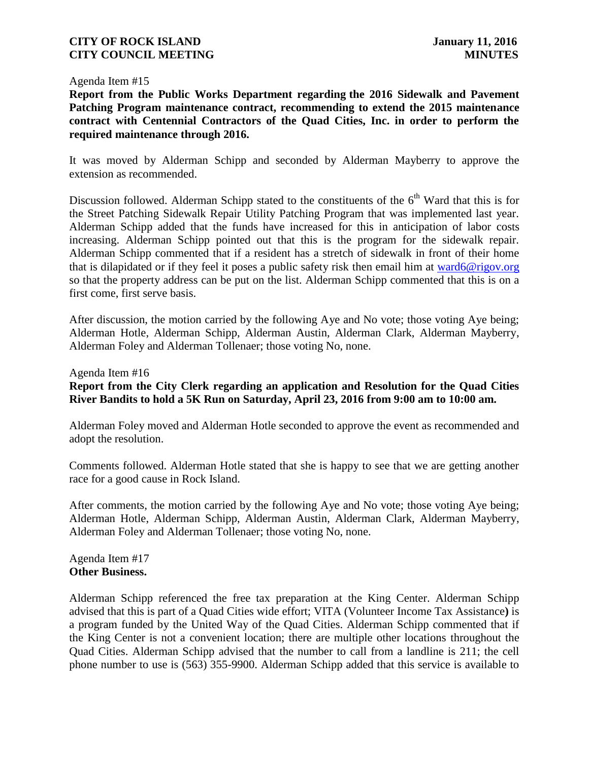Agenda Item #15

**Report from the Public Works Department regarding the 2016 Sidewalk and Pavement Patching Program maintenance contract, recommending to extend the 2015 maintenance contract with Centennial Contractors of the Quad Cities, Inc. in order to perform the required maintenance through 2016.**

It was moved by Alderman Schipp and seconded by Alderman Mayberry to approve the extension as recommended.

Discussion followed. Alderman Schipp stated to the constituents of the 6th Ward that this is for the Street Patching Sidewalk Repair Utility Patching Program that was implemented last year. Alderman Schipp added that the funds have increased for this in anticipation of labor costs increasing. Alderman Schipp pointed out that this is the program for the sidewalk repair. Alderman Schipp commented that if a resident has a stretch of sidewalk in front of their home that is dilapidated or if they feel it poses a public safety risk then email him at ward6@rigov.org so that the property address can be put on the list. Alderman Schipp commented that this is on a first come, first serve basis.

After discussion, the motion carried by the following Aye and No vote; those voting Aye being; Alderman Hotle, Alderman Schipp, Alderman Austin, Alderman Clark, Alderman Mayberry, Alderman Foley and Alderman Tollenaer; those voting No, none.

Agenda Item #16

**Report from the City Clerk regarding an application and Resolution for the Quad Cities River Bandits to hold a 5K Run on Saturday, April 23, 2016 from 9:00 am to 10:00 am.**

Alderman Foley moved and Alderman Hotle seconded to approve the event as recommended and adopt the resolution.

Comments followed. Alderman Hotle stated that she is happy to see that we are getting another race for a good cause in Rock Island.

After comments, the motion carried by the following Aye and No vote; those voting Aye being; Alderman Hotle, Alderman Schipp, Alderman Austin, Alderman Clark, Alderman Mayberry, Alderman Foley and Alderman Tollenaer; those voting No, none.

Agenda Item #17

**Other Business.**

Alderman Schipp referenced the free tax preparation at the King Center. Alderman Schipp advised that this is part of a Quad Cities wide effort; VITA (Volunteer Income Tax Assistance**)** is a program funded by the United Way of the Quad Cities. Alderman Schipp commented that if the King Center is not a convenient location; there are multiple other locations throughout the Quad Cities. Alderman Schipp advised that the number to call from a landline is 211; the cell phone number to use is (563) 355-9900. Alderman Schipp added that this service is available to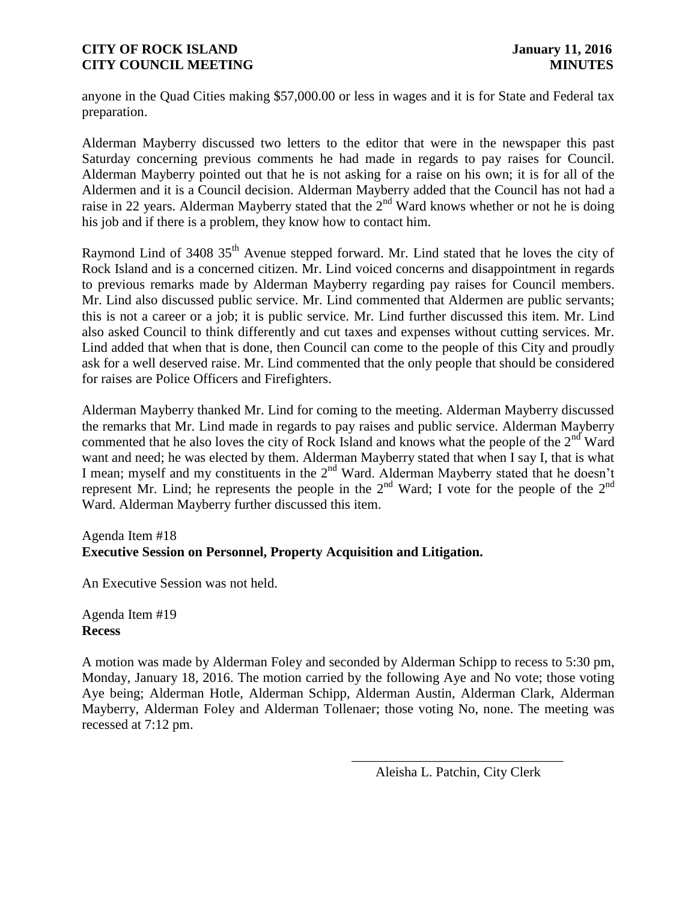anyone in the Quad Cities making $57,000.00 or less in wages and it is for State and Federal tax preparation.

Alderman Mayberry discussed two letters to the editor that were in the newspaper this past Saturday concerning previous comments he had made in regards to pay raises for Council. Alderman Mayberry pointed out that he is not asking for a raise on his own; it is for all of the Aldermen and it is a Council decision. Alderman Mayberry added that the Council has not had a raise in 22 years. Alderman Mayberry stated that the 2nd Ward knows whether or not he is doing his job and if there is a problem, they know how to contact him.

Raymond Lind of 3408 35th Avenue stepped forward. Mr. Lind stated that he loves the city of Rock Island and is a concerned citizen. Mr. Lind voiced concerns and disappointment in regards to previous remarks made by Alderman Mayberry regarding pay raises for Council members. Mr. Lind also discussed public service. Mr. Lind commented that Aldermen are public servants; this is not a career or a job; it is public service. Mr. Lind further discussed this item. Mr. Lind also asked Council to think differently and cut taxes and expenses without cutting services. Mr. Lind added that when that is done, then Council can come to the people of this City and proudly ask for a well deserved raise. Mr. Lind commented that the only people that should be considered for raises are Police Officers and Firefighters.

Alderman Mayberry thanked Mr. Lind for coming to the meeting. Alderman Mayberry discussed the remarks that Mr. Lind made in regards to pay raises and public service. Alderman Mayberry commented that he also loves the city of Rock Island and knows what the people of the 2nd Ward want and need; he was elected by them. Alderman Mayberry stated that when I say I, that is what I mean; myself and my constituents in the 2nd Ward. Alderman Mayberry stated that he doesn't represent Mr. Lind; he represents the people in the 2nd Ward; I vote for the people of the 2nd Ward. Alderman Mayberry further discussed this item.

Agenda Item #18
**Executive Session on Personnel, Property Acquisition and Litigation.**

An Executive Session was not held.

Agenda Item #19
**Recess**

A motion was made by Alderman Foley and seconded by Alderman Schipp to recess to 5:30 pm, Monday, January 18, 2016. The motion carried by the following Aye and No vote; those voting Aye being; Alderman Hotle, Alderman Schipp, Alderman Austin, Alderman Clark, Alderman Mayberry, Alderman Foley and Alderman Tollenaer; those voting No, none. The meeting was recessed at 7:12 pm.

\_\_\_\_\_\_\_\_\_\_\_\_\_\_\_\_\_\_\_\_\_\_\_\_\_\_\_\_\_\_\_\_

Aleisha L. Patchin, City Clerk